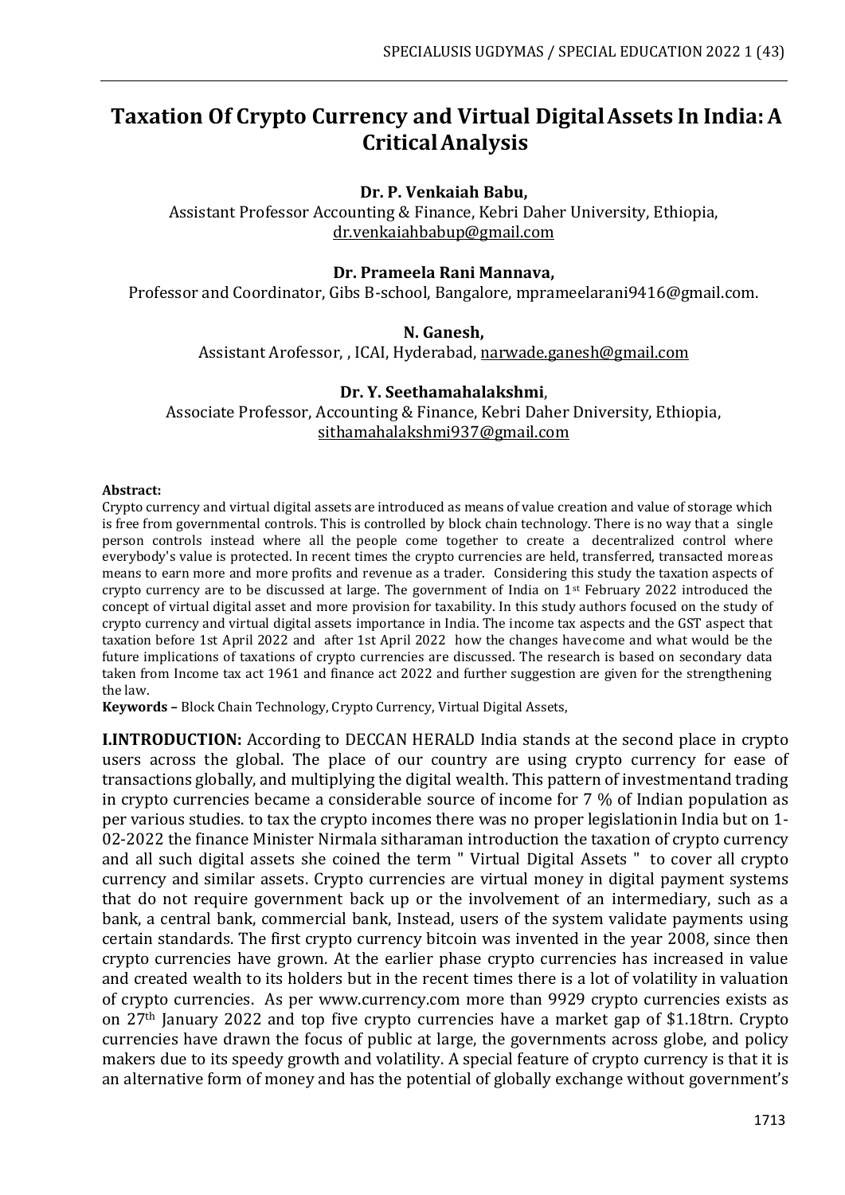# Taxation Of Crypto Currency and Virtual Digital Assets In India: A Critical Analysis

**Dr. P. Venkaiah Babu,**
Assistant Professor Accounting & Finance, Kebri Daher University, Ethiopia, dr.venkaiahbabup@gmail.com

**Dr. Prameela Rani Mannava,**
Professor and Coordinator, Gibs B-school, Bangalore, mprameelarani9416@gmail.com.

**N. Ganesh,**
Assistant Arofessor, , ICAI, Hyderabad, narwade.ganesh@gmail.com

**Dr. Y. Seethamahalakshmi**,
Associate Professor, Accounting & Finance, Kebri Daher Dniversity, Ethiopia, sithamahalakshmi937@gmail.com

**Abstract:**
Crypto currency and virtual digital assets are introduced as means of value creation and value of storage which is free from governmental controls. This is controlled by block chain technology. There is no way that a single person controls instead where all the people come together to create a decentralized control where everybody's value is protected. In recent times the crypto currencies are held, transferred, transacted moreas means to earn more and more profits and revenue as a trader. Considering this study the taxation aspects of crypto currency are to be discussed at large. The government of India on 1st February 2022 introduced the concept of virtual digital asset and more provision for taxability. In this study authors focused on the study of crypto currency and virtual digital assets importance in India. The income tax aspects and the GST aspect that taxation before 1st April 2022 and after 1st April 2022 how the changes havecome and what would be the future implications of taxations of crypto currencies are discussed. The research is based on secondary data taken from Income tax act 1961 and finance act 2022 and further suggestion are given for the strengthening the law.

**Keywords –** Block Chain Technology, Crypto Currency, Virtual Digital Assets,

**I.INTRODUCTION:** According to DECCAN HERALD India stands at the second place in crypto users across the global. The place of our country are using crypto currency for ease of transactions globally, and multiplying the digital wealth. This pattern of investmentand trading in crypto currencies became a considerable source of income for 7 % of Indian population as per various studies. to tax the crypto incomes there was no proper legislationin India but on 1-02-2022 the finance Minister Nirmala sitharaman introduction the taxation of crypto currency and all such digital assets she coined the term " Virtual Digital Assets " to cover all crypto currency and similar assets. Crypto currencies are virtual money in digital payment systems that do not require government back up or the involvement of an intermediary, such as a bank, a central bank, commercial bank, Instead, users of the system validate payments using certain standards. The first crypto currency bitcoin was invented in the year 2008, since then crypto currencies have grown. At the earlier phase crypto currencies has increased in value and created wealth to its holders but in the recent times there is a lot of volatility in valuation of crypto currencies. As per www.currency.com more than 9929 crypto currencies exists as on 27th January 2022 and top five crypto currencies have a market gap of $1.18trn. Crypto currencies have drawn the focus of public at large, the governments across globe, and policy makers due to its speedy growth and volatility. A special feature of crypto currency is that it is an alternative form of money and has the potential of globally exchange without government's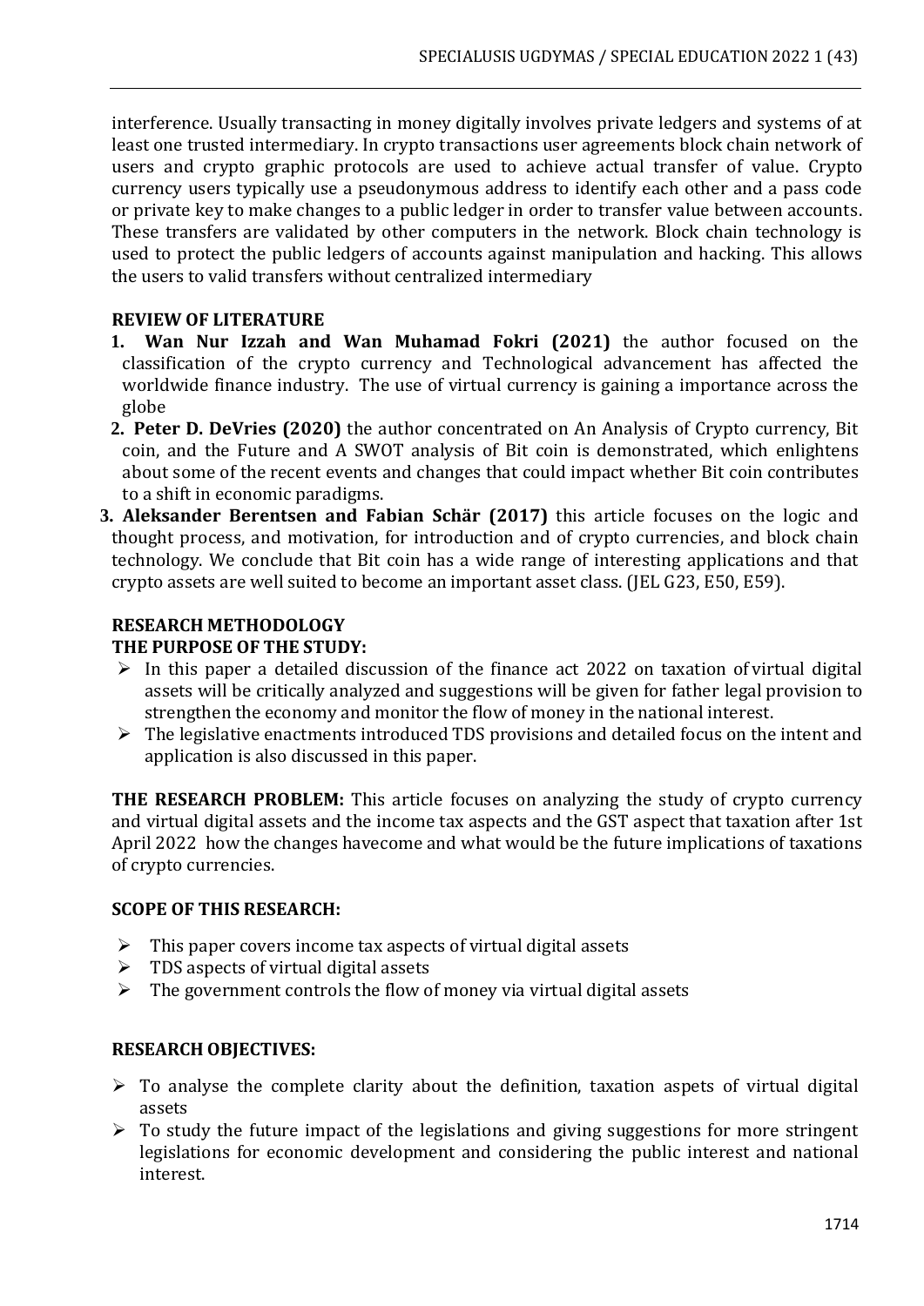interference. Usually transacting in money digitally involves private ledgers and systems of at least one trusted intermediary. In crypto transactions user agreements block chain network of users and crypto graphic protocols are used to achieve actual transfer of value. Crypto currency users typically use a pseudonymous address to identify each other and a pass code or private key to make changes to a public ledger in order to transfer value between accounts. These transfers are validated by other computers in the network. Block chain technology is used to protect the public ledgers of accounts against manipulation and hacking. This allows the users to valid transfers without centralized intermediary

## REVIEW OF LITERATURE

1. **Wan Nur Izzah and Wan Muhamad Fokri (2021)** the author focused on the classification of the crypto currency and Technological advancement has affected the worldwide finance industry. The use of virtual currency is gaining a importance across the globe
2. **Peter D. DeVries (2020)** the author concentrated on An Analysis of Crypto currency, Bit coin, and the Future and A SWOT analysis of Bit coin is demonstrated, which enlightens about some of the recent events and changes that could impact whether Bit coin contributes to a shift in economic paradigms.
3. **Aleksander Berentsen and Fabian Schär (2017)** this article focuses on the logic and thought process, and motivation, for introduction and of crypto currencies, and block chain technology. We conclude that Bit coin has a wide range of interesting applications and that crypto assets are well suited to become an important asset class. (JEL G23, E50, E59).

## RESEARCH METHODOLOGY

### THE PURPOSE OF THE STUDY:

- In this paper a detailed discussion of the finance act 2022 on taxation of virtual digital assets will be critically analyzed and suggestions will be given for father legal provision to strengthen the economy and monitor the flow of money in the national interest.
- The legislative enactments introduced TDS provisions and detailed focus on the intent and application is also discussed in this paper.

**THE RESEARCH PROBLEM:** This article focuses on analyzing the study of crypto currency and virtual digital assets and the income tax aspects and the GST aspect that taxation after 1st April 2022 how the changes havecome and what would be the future implications of taxations of crypto currencies.

### SCOPE OF THIS RESEARCH:

- This paper covers income tax aspects of virtual digital assets
- TDS aspects of virtual digital assets
- The government controls the flow of money via virtual digital assets

### RESEARCH OBJECTIVES:

- To analyse the complete clarity about the definition, taxation aspets of virtual digital assets
- To study the future impact of the legislations and giving suggestions for more stringent legislations for economic development and considering the public interest and national interest.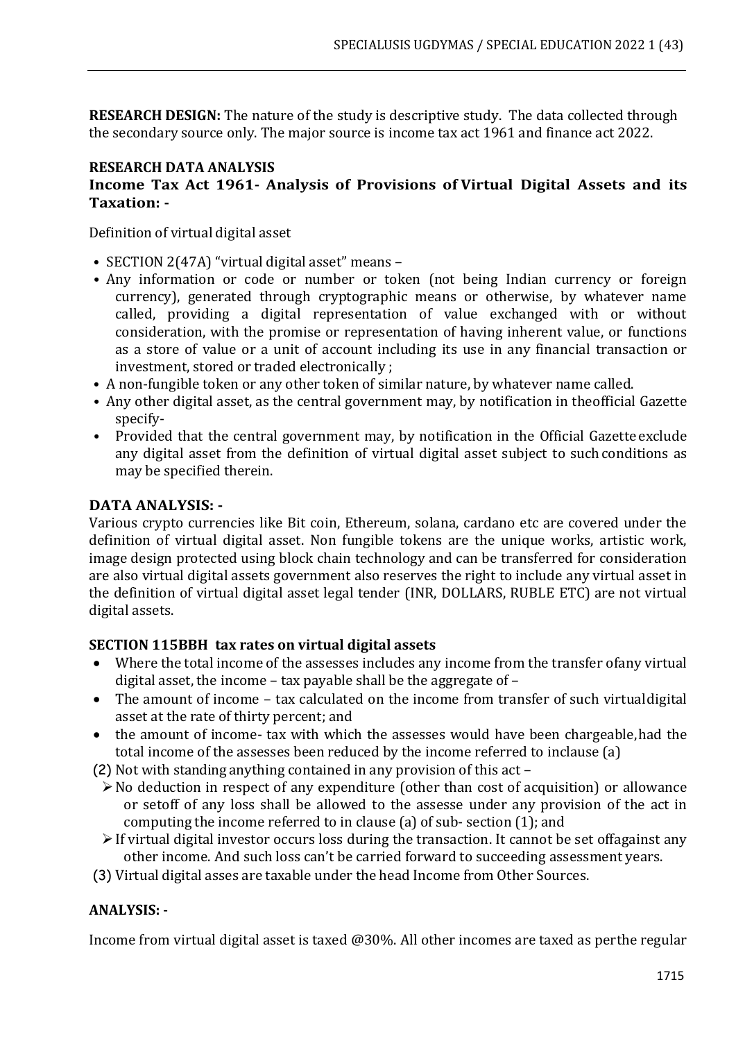**RESEARCH DESIGN:** The nature of the study is descriptive study. The data collected through the secondary source only. The major source is income tax act 1961 and finance act 2022.

**RESEARCH DATA ANALYSIS**

**Income Tax Act 1961- Analysis of Provisions of Virtual Digital Assets and its Taxation: -**

Definition of virtual digital asset

- SECTION 2(47A) "virtual digital asset" means –
- Any information or code or number or token (not being Indian currency or foreign currency), generated through cryptographic means or otherwise, by whatever name called, providing a digital representation of value exchanged with or without consideration, with the promise or representation of having inherent value, or functions as a store of value or a unit of account including its use in any financial transaction or investment, stored or traded electronically ;
- A non-fungible token or any other token of similar nature, by whatever name called.
- Any other digital asset, as the central government may, by notification in theofficial Gazette specify-
- Provided that the central government may, by notification in the Official Gazette exclude any digital asset from the definition of virtual digital asset subject to such conditions as may be specified therein.

**DATA ANALYSIS: -**

Various crypto currencies like Bit coin, Ethereum, solana, cardano etc are covered under the definition of virtual digital asset. Non fungible tokens are the unique works, artistic work, image design protected using block chain technology and can be transferred for consideration are also virtual digital assets government also reserves the right to include any virtual asset in the definition of virtual digital asset legal tender (INR, DOLLARS, RUBLE ETC) are not virtual digital assets.

**SECTION 115BBH tax rates on virtual digital assets**

- Where the total income of the assesses includes any income from the transfer ofany virtual digital asset, the income – tax payable shall be the aggregate of –
- The amount of income – tax calculated on the income from transfer of such virtualdigital asset at the rate of thirty percent; and
- the amount of income- tax with which the assesses would have been chargeable,had the total income of the assesses been reduced by the income referred to inclause (a)

(2) Not with standing anything contained in any provision of this act –

- No deduction in respect of any expenditure (other than cost of acquisition) or allowance or setoff of any loss shall be allowed to the assesse under any provision of the act in computing the income referred to in clause (a) of sub- section (1); and
- If virtual digital investor occurs loss during the transaction. It cannot be set offagainst any other income. And such loss can't be carried forward to succeeding assessment years.

(3) Virtual digital asses are taxable under the head Income from Other Sources.

**ANALYSIS: -**

Income from virtual digital asset is taxed @30%. All other incomes are taxed as perthe regular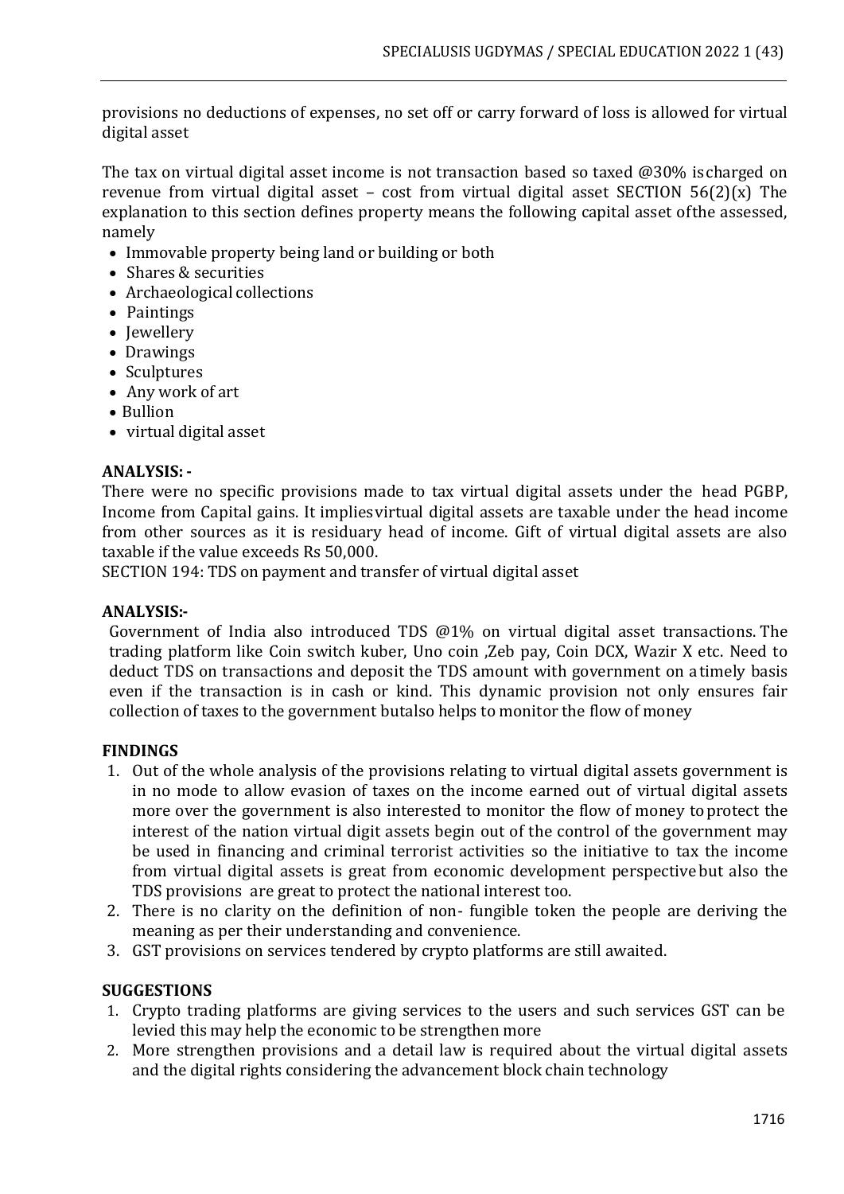provisions no deductions of expenses, no set off or carry forward of loss is allowed for virtual digital asset

The tax on virtual digital asset income is not transaction based so taxed @30% ischarged on revenue from virtual digital asset – cost from virtual digital asset SECTION 56(2)(x) The explanation to this section defines property means the following capital asset ofthe assessed, namely

- Immovable property being land or building or both
- Shares & securities
- Archaeological collections
- Paintings
- Jewellery
- Drawings
- Sculptures
- Any work of art
- Bullion
- virtual digital asset

**ANALYSIS: -**

There were no specific provisions made to tax virtual digital assets under the head PGBP, Income from Capital gains. It impliesvirtual digital assets are taxable under the head income from other sources as it is residuary head of income. Gift of virtual digital assets are also taxable if the value exceeds Rs 50,000.

SECTION 194: TDS on payment and transfer of virtual digital asset

**ANALYSIS:-**

Government of India also introduced TDS @1% on virtual digital asset transactions. The trading platform like Coin switch kuber, Uno coin ,Zeb pay, Coin DCX, Wazir X etc. Need to deduct TDS on transactions and deposit the TDS amount with government on atimely basis even if the transaction is in cash or kind. This dynamic provision not only ensures fair collection of taxes to the government butalso helps to monitor the flow of money

**FINDINGS**

1. Out of the whole analysis of the provisions relating to virtual digital assets government is in no mode to allow evasion of taxes on the income earned out of virtual digital assets more over the government is also interested to monitor the flow of money toprotect the interest of the nation virtual digit assets begin out of the control of the government may be used in financing and criminal terrorist activities so the initiative to tax the income from virtual digital assets is great from economic development perspectivebut also the TDS provisions are great to protect the national interest too.
2. There is no clarity on the definition of non- fungible token the people are deriving the meaning as per their understanding and convenience.
3. GST provisions on services tendered by crypto platforms are still awaited.

**SUGGESTIONS**

1. Crypto trading platforms are giving services to the users and such services GST can be levied this may help the economic to be strengthen more
2. More strengthen provisions and a detail law is required about the virtual digital assets and the digital rights considering the advancement block chain technology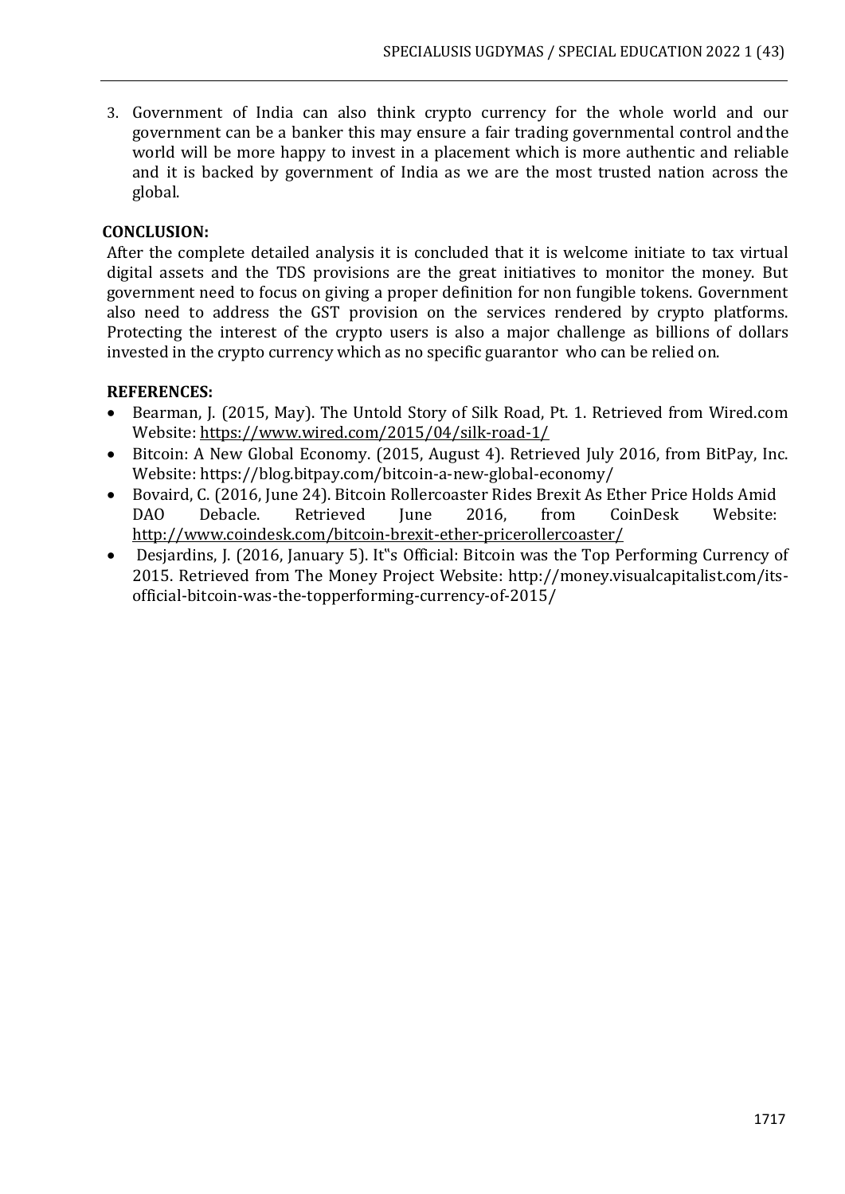3. Government of India can also think crypto currency for the whole world and our government can be a banker this may ensure a fair trading governmental control and the world will be more happy to invest in a placement which is more authentic and reliable and it is backed by government of India as we are the most trusted nation across the global.

**CONCLUSION:**

After the complete detailed analysis it is concluded that it is welcome initiate to tax virtual digital assets and the TDS provisions are the great initiatives to monitor the money. But government need to focus on giving a proper definition for non fungible tokens. Government also need to address the GST provision on the services rendered by crypto platforms. Protecting the interest of the crypto users is also a major challenge as billions of dollars invested in the crypto currency which as no specific guarantor who can be relied on.

**REFERENCES:**

- Bearman, J. (2015, May). The Untold Story of Silk Road, Pt. 1. Retrieved from Wired.com Website: https://www.wired.com/2015/04/silk-road-1/
- Bitcoin: A New Global Economy. (2015, August 4). Retrieved July 2016, from BitPay, Inc. Website: https://blog.bitpay.com/bitcoin-a-new-global-economy/
- Bovaird, C. (2016, June 24). Bitcoin Rollercoaster Rides Brexit As Ether Price Holds Amid DAO Debacle. Retrieved June 2016, from CoinDesk Website: http://www.coindesk.com/bitcoin-brexit-ether-pricerollercoaster/
- Desjardins, J. (2016, January 5). It"s Official: Bitcoin was the Top Performing Currency of 2015. Retrieved from The Money Project Website: http://money.visualcapitalist.com/its-official-bitcoin-was-the-topperforming-currency-of-2015/